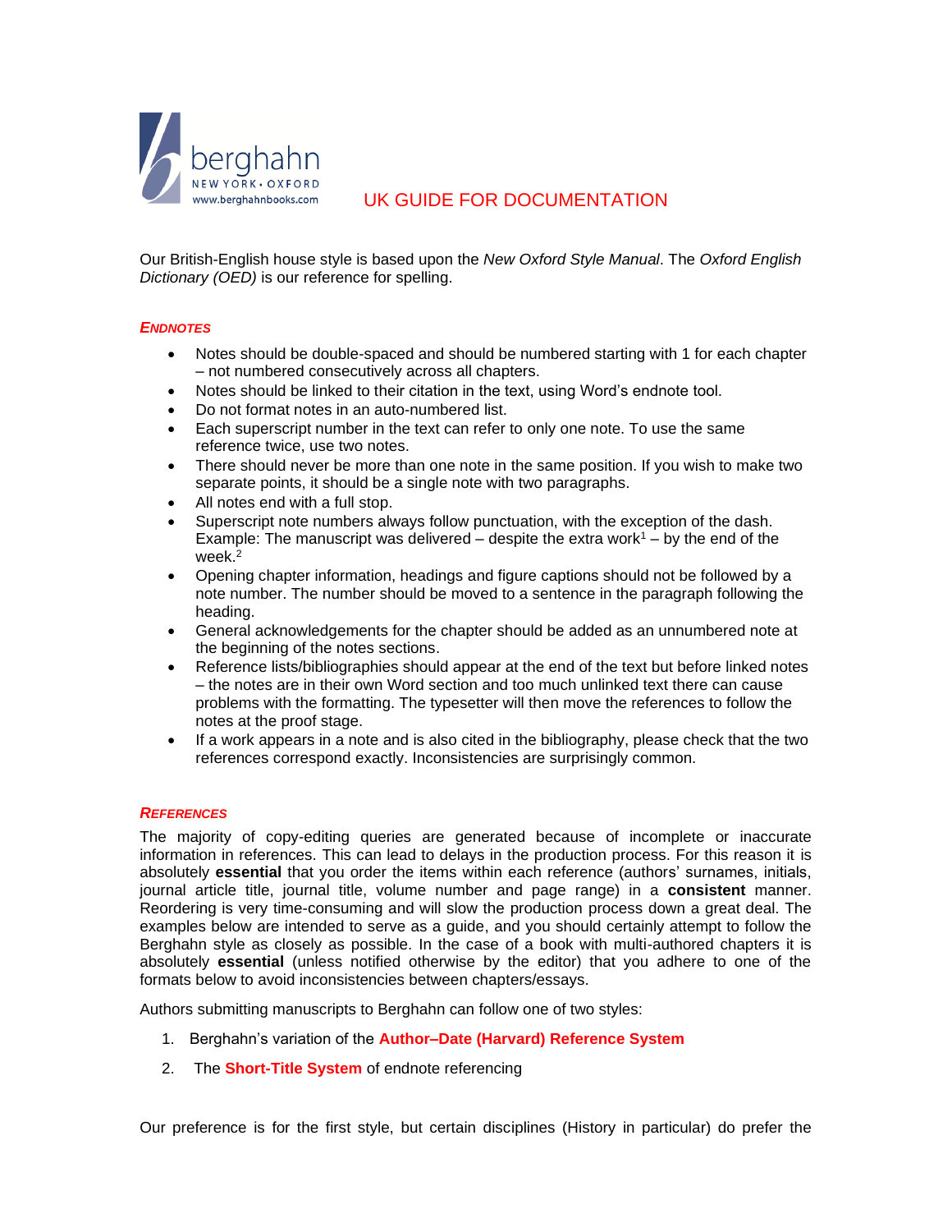# UK GUIDE FOR DOCUMENTATION

Our British-English house style is based upon the *New Oxford Style Manual*. The *Oxford English Dictionary (OED)* is our reference for spelling.

## *ENDNOTES*

- Notes should be double-spaced and should be numbered starting with 1 for each chapter – not numbered consecutively across all chapters.
- Notes should be linked to their citation in the text, using Word's endnote tool.
- Do not format notes in an auto-numbered list.
- Each superscript number in the text can refer to only one note. To use the same reference twice, use two notes.
- There should never be more than one note in the same position. If you wish to make two separate points, it should be a single note with two paragraphs.
- All notes end with a full stop.
- Superscript note numbers always follow punctuation, with the exception of the dash. Example: The manuscript was delivered – despite the extra work[1] – by the end of the week.[2]
- Opening chapter information, headings and figure captions should not be followed by a note number. The number should be moved to a sentence in the paragraph following the heading.
- General acknowledgements for the chapter should be added as an unnumbered note at the beginning of the notes sections.
- Reference lists/bibliographies should appear at the end of the text but before linked notes – the notes are in their own Word section and too much unlinked text there can cause problems with the formatting. The typesetter will then move the references to follow the notes at the proof stage.
- If a work appears in a note and is also cited in the bibliography, please check that the two references correspond exactly. Inconsistencies are surprisingly common.

## *REFERENCES*

The majority of copy-editing queries are generated because of incomplete or inaccurate information in references. This can lead to delays in the production process. For this reason it is absolutely **essential** that you order the items within each reference (authors' surnames, initials, journal article title, journal title, volume number and page range) in a **consistent** manner. Reordering is very time-consuming and will slow the production process down a great deal. The examples below are intended to serve as a guide, and you should certainly attempt to follow the Berghahn style as closely as possible. In the case of a book with multi-authored chapters it is absolutely **essential** (unless notified otherwise by the editor) that you adhere to one of the formats below to avoid inconsistencies between chapters/essays.

Authors submitting manuscripts to Berghahn can follow one of two styles:

1. Berghahn's variation of the **Author–Date (Harvard) Reference System**
2. The **Short-Title System** of endnote referencing

Our preference is for the first style, but certain disciplines (History in particular) do prefer the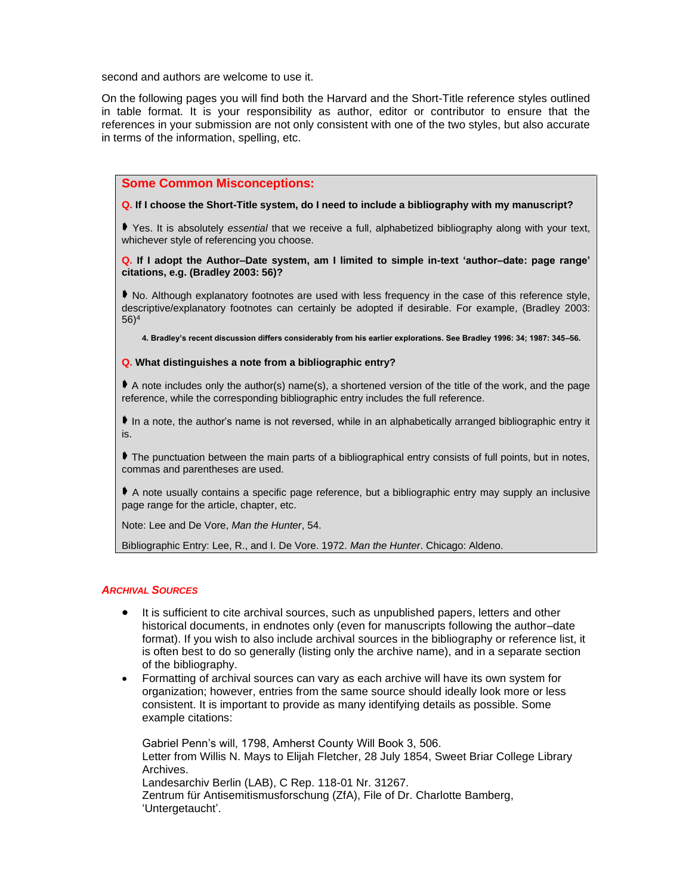second and authors are welcome to use it.

On the following pages you will find both the Harvard and the Short-Title reference styles outlined in table format. It is your responsibility as author, editor or contributor to ensure that the references in your submission are not only consistent with one of the two styles, but also accurate in terms of the information, spelling, etc.

## Some Common Misconceptions:

**Q. If I choose the Short-Title system, do I need to include a bibliography with my manuscript?**

➧ Yes. It is absolutely *essential* that we receive a full, alphabetized bibliography along with your text, whichever style of referencing you choose.

**Q. If I adopt the Author–Date system, am I limited to simple in-text 'author–date: page range' citations, e.g. (Bradley 2003: 56)?**

➧ No. Although explanatory footnotes are used with less frequency in the case of this reference style, descriptive/explanatory footnotes can certainly be adopted if desirable. For example, (Bradley 2003: 56)[4]

> **4. Bradley's recent discussion differs considerably from his earlier explorations. See Bradley 1996: 34; 1987: 345–56.**

**Q. What distinguishes a note from a bibliographic entry?**

➧ A note includes only the author(s) name(s), a shortened version of the title of the work, and the page reference, while the corresponding bibliographic entry includes the full reference.

➧ In a note, the author's name is not reversed, while in an alphabetically arranged bibliographic entry it is.

➧ The punctuation between the main parts of a bibliographical entry consists of full points, but in notes, commas and parentheses are used.

➧ A note usually contains a specific page reference, but a bibliographic entry may supply an inclusive page range for the article, chapter, etc.

Note: Lee and De Vore, *Man the Hunter*, 54.

Bibliographic Entry: Lee, R., and I. De Vore. 1972. *Man the Hunter*. Chicago: Aldeno.

### *Archival Sources*

- It is sufficient to cite archival sources, such as unpublished papers, letters and other historical documents, in endnotes only (even for manuscripts following the author–date format). If you wish to also include archival sources in the bibliography or reference list, it is often best to do so generally (listing only the archive name), and in a separate section of the bibliography.
- Formatting of archival sources can vary as each archive will have its own system for organization; however, entries from the same source should ideally look more or less consistent. It is important to provide as many identifying details as possible. Some example citations:

  Gabriel Penn's will, 1798, Amherst County Will Book 3, 506.
  Letter from Willis N. Mays to Elijah Fletcher, 28 July 1854, Sweet Briar College Library Archives.
  Landesarchiv Berlin (LAB), C Rep. 118-01 Nr. 31267.
  Zentrum für Antisemitismusforschung (ZfA), File of Dr. Charlotte Bamberg, 'Untergetaucht'.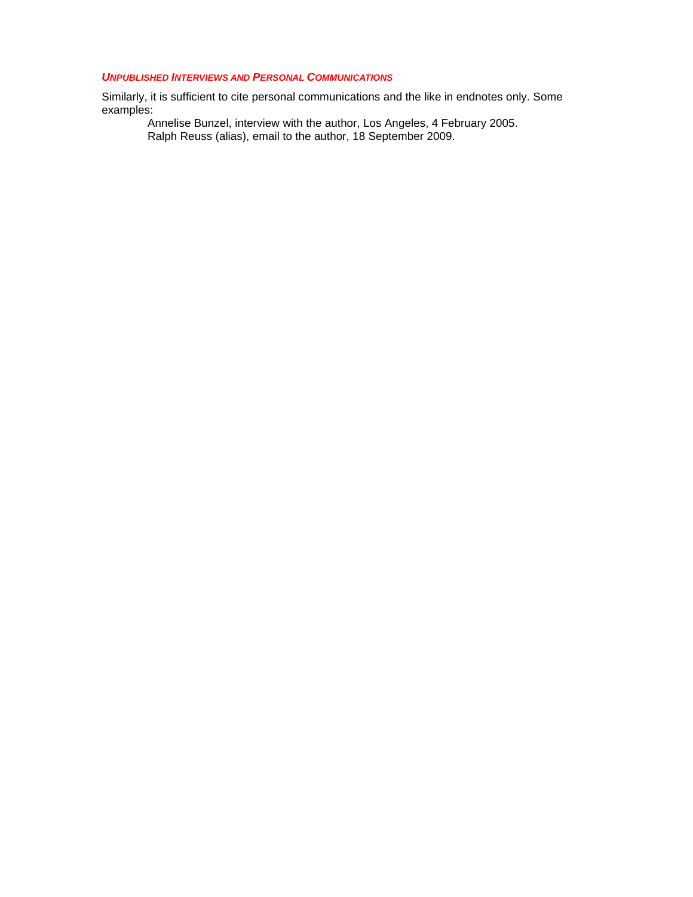### *Unpublished Interviews and Personal Communications*

Similarly, it is sufficient to cite personal communications and the like in endnotes only. Some examples:

> Annelise Bunzel, interview with the author, Los Angeles, 4 February 2005.
> Ralph Reuss (alias), email to the author, 18 September 2009.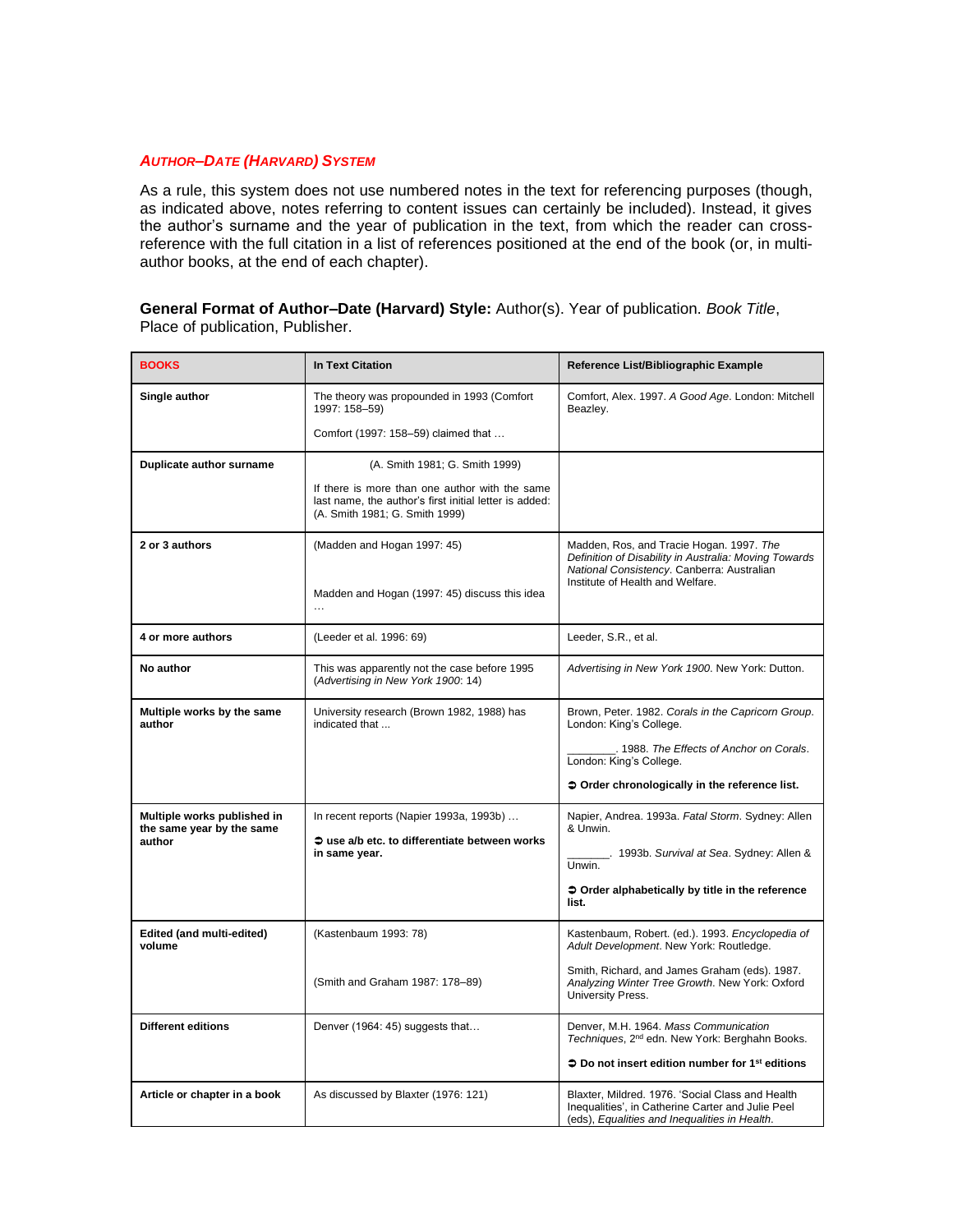### *AUTHOR–DATE (HARVARD) SYSTEM*

As a rule, this system does not use numbered notes in the text for referencing purposes (though, as indicated above, notes referring to content issues can certainly be included). Instead, it gives the author's surname and the year of publication in the text, from which the reader can cross-reference with the full citation in a list of references positioned at the end of the book (or, in multi-author books, at the end of each chapter).

**General Format of Author–Date (Harvard) Style:** Author(s). Year of publication. *Book Title*, Place of publication, Publisher.

| BOOKS | In Text Citation | Reference List/Bibliographic Example |
|---|---|---|
| **Single author** | The theory was propounded in 1993 (Comfort 1997: 158–59)<br><br>Comfort (1997: 158–59) claimed that … | Comfort, Alex. 1997. *A Good Age*. London: Mitchell Beazley. |
| **Duplicate author surname** | (A. Smith 1981; G. Smith 1999)<br><br>If there is more than one author with the same last name, the author's first initial letter is added: (A. Smith 1981; G. Smith 1999) | |
| **2 or 3 authors** | (Madden and Hogan 1997: 45)<br><br>Madden and Hogan (1997: 45) discuss this idea … | Madden, Ros, and Tracie Hogan. 1997. *The Definition of Disability in Australia: Moving Towards National Consistency*. Canberra: Australian Institute of Health and Welfare. |
| **4 or more authors** | (Leeder et al. 1996: 69) | Leeder, S.R., et al. |
| **No author** | This was apparently not the case before 1995 (*Advertising in New York 1900*: 14) | *Advertising in New York 1900*. New York: Dutton. |
| **Multiple works by the same author** | University research (Brown 1982, 1988) has indicated that ... | Brown, Peter. 1982. *Corals in the Capricorn Group*. London: King's College.<br><br>________. 1988. *The Effects of Anchor on Corals*. London: King's College.<br><br>➲ **Order chronologically in the reference list.** |
| **Multiple works published in the same year by the same author** | In recent reports (Napier 1993a, 1993b) …<br><br>➲ **use a/b etc. to differentiate between works in same year.** | Napier, Andrea. 1993a. *Fatal Storm*. Sydney: Allen & Unwin.<br><br>_______. 1993b. *Survival at Sea*. Sydney: Allen & Unwin.<br><br>➲ **Order alphabetically by title in the reference list.** |
| **Edited (and multi-edited) volume** | (Kastenbaum 1993: 78)<br><br>(Smith and Graham 1987: 178–89) | Kastenbaum, Robert. (ed.). 1993. *Encyclopedia of Adult Development*. New York: Routledge.<br><br>Smith, Richard, and James Graham (eds). 1987. *Analyzing Winter Tree Growth*. New York: Oxford University Press. |
| **Different editions** | Denver (1964: 45) suggests that… | Denver, M.H. 1964. *Mass Communication Techniques*, 2nd edn. New York: Berghahn Books.<br><br>➲ **Do not insert edition number for 1st editions** |
| **Article or chapter in a book** | As discussed by Blaxter (1976: 121) | Blaxter, Mildred. 1976. 'Social Class and Health Inequalities', in Catherine Carter and Julie Peel (eds), *Equalities and Inequalities in Health*. |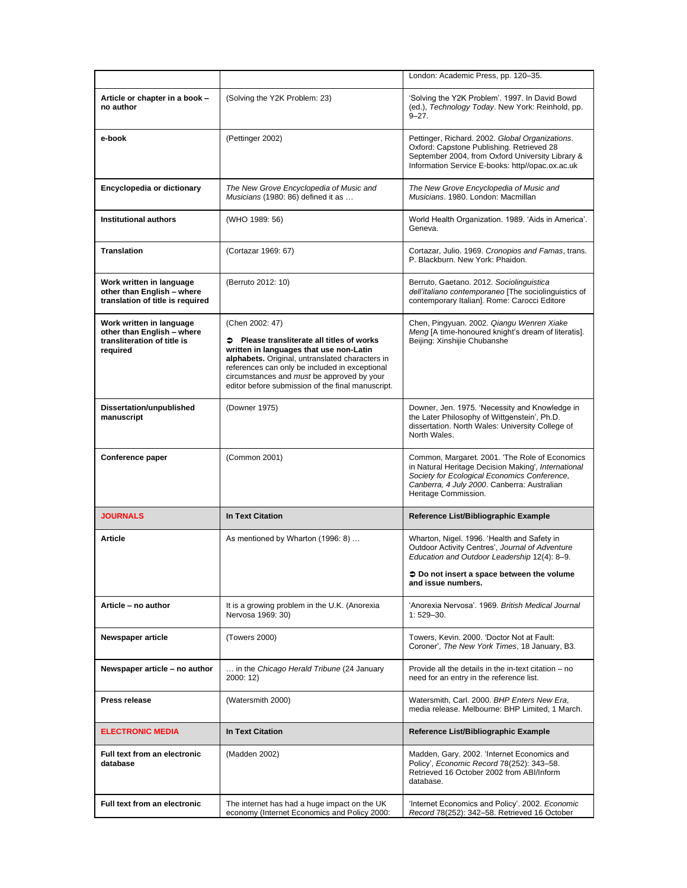| | | |
|---|---|---|
| | | London: Academic Press, pp. 120–35. |
| **Article or chapter in a book – no author** | (Solving the Y2K Problem: 23) | 'Solving the Y2K Problem'. 1997. In David Bowd (ed.), *Technology Today*. New York: Reinhold, pp. 9–27. |
| **e-book** | (Pettinger 2002) | Pettinger, Richard. 2002. *Global Organizations*. Oxford: Capstone Publishing. Retrieved 28 September 2004, from Oxford University Library & Information Service E-books: http//opac.ox.ac.uk |
| **Encyclopedia or dictionary** | *The New Grove Encyclopedia of Music and Musicians* (1980: 86) defined it as … | *The New Grove Encyclopedia of Music and Musicians*. 1980. London: Macmillan |
| **Institutional authors** | (WHO 1989: 56) | World Health Organization. 1989. 'Aids in America'. Geneva. |
| **Translation** | (Cortazar 1969: 67) | Cortazar, Julio. 1969. *Cronopios and Famas*, trans. P. Blackburn. New York: Phaidon. |
| **Work written in language other than English – where translation of title is required** | (Berruto 2012: 10) | Berruto, Gaetano. 2012. *Sociolinguistica dell'italiano contemporaneo* [The sociolinguistics of contemporary Italian]. Rome: Carocci Editore |
| **Work written in language other than English – where transliteration of title is required** | (Chen 2002: 47)<br><br>➲ **Please transliterate all titles of works written in languages that use non-Latin alphabets.** Original, untranslated characters in references can only be included in exceptional circumstances and *must* be approved by your editor before submission of the final manuscript. | Chen, Pingyuan. 2002. *Qiangu Wenren Xiake Meng* [A time-honoured knight's dream of literatis]. Beijing: Xinshijie Chubanshe |
| **Dissertation/unpublished manuscript** | (Downer 1975) | Downer, Jen. 1975. 'Necessity and Knowledge in the Later Philosophy of Wittgenstein', Ph.D. dissertation. North Wales: University College of North Wales. |
| **Conference paper** | (Common 2001) | Common, Margaret. 2001. 'The Role of Economics in Natural Heritage Decision Making', *International Society for Ecological Economics Conference, Canberra, 4 July 2000*. Canberra: Australian Heritage Commission. |
| **JOURNALS** | **In Text Citation** | **Reference List/Bibliographic Example** |
| **Article** | As mentioned by Wharton (1996: 8) … | Wharton, Nigel. 1996. 'Health and Safety in Outdoor Activity Centres', *Journal of Adventure Education and Outdoor Leadership* 12(4): 8–9.<br><br>➲ **Do not insert a space between the volume and issue numbers.** |
| **Article – no author** | It is a growing problem in the U.K. (Anorexia Nervosa 1969: 30) | 'Anorexia Nervosa'. 1969. *British Medical Journal* 1: 529–30. |
| **Newspaper article** | (Towers 2000) | Towers, Kevin. 2000. 'Doctor Not at Fault: Coroner', *The New York Times*, 18 January, B3. |
| **Newspaper article – no author** | … in the *Chicago Herald Tribune* (24 January 2000: 12) | Provide all the details in the in-text citation – no need for an entry in the reference list. |
| **Press release** | (Watersmith 2000) | Watersmith, Carl. 2000. *BHP Enters New Era*, media release. Melbourne: BHP Limited, 1 March. |
| **ELECTRONIC MEDIA** | **In Text Citation** | **Reference List/Bibliographic Example** |
| **Full text from an electronic database** | (Madden 2002) | Madden, Gary. 2002. 'Internet Economics and Policy', *Economic Record* 78(252): 343–58. Retrieved 16 October 2002 from ABI/Inform database. |
| **Full text from an electronic** | The internet has had a huge impact on the UK economy (Internet Economics and Policy 2000: | 'Internet Economics and Policy'. 2002. *Economic Record* 78(252): 342–58. Retrieved 16 October |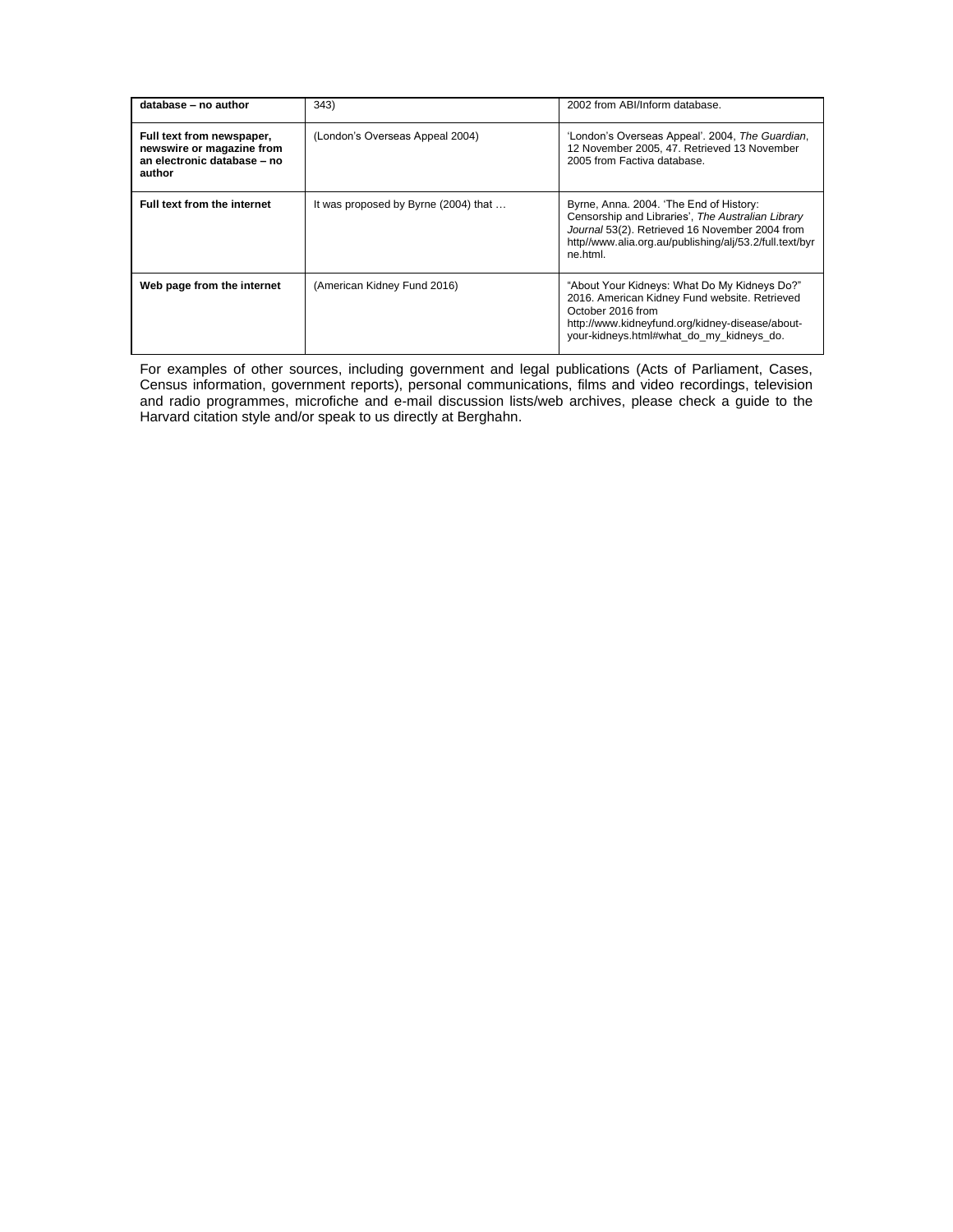| database – no author | 343) | 2002 from ABI/Inform database. |
|---|---|---|
| **Full text from newspaper, newswire or magazine from an electronic database – no author** | (London's Overseas Appeal 2004) | 'London's Overseas Appeal'. 2004, *The Guardian*, 12 November 2005, 47. Retrieved 13 November 2005 from Factiva database. |
| **Full text from the internet** | It was proposed by Byrne (2004) that … | Byrne, Anna. 2004. 'The End of History: Censorship and Libraries', *The Australian Library Journal* 53(2). Retrieved 16 November 2004 from http//www.alia.org.au/publishing/alj/53.2/full.text/byrne.html. |
| **Web page from the internet** | (American Kidney Fund 2016) | "About Your Kidneys: What Do My Kidneys Do?" 2016. American Kidney Fund website. Retrieved October 2016 from http://www.kidneyfund.org/kidney-disease/about-your-kidneys.html#what_do_my_kidneys_do. |

For examples of other sources, including government and legal publications (Acts of Parliament, Cases, Census information, government reports), personal communications, films and video recordings, television and radio programmes, microfiche and e-mail discussion lists/web archives, please check a guide to the Harvard citation style and/or speak to us directly at Berghahn.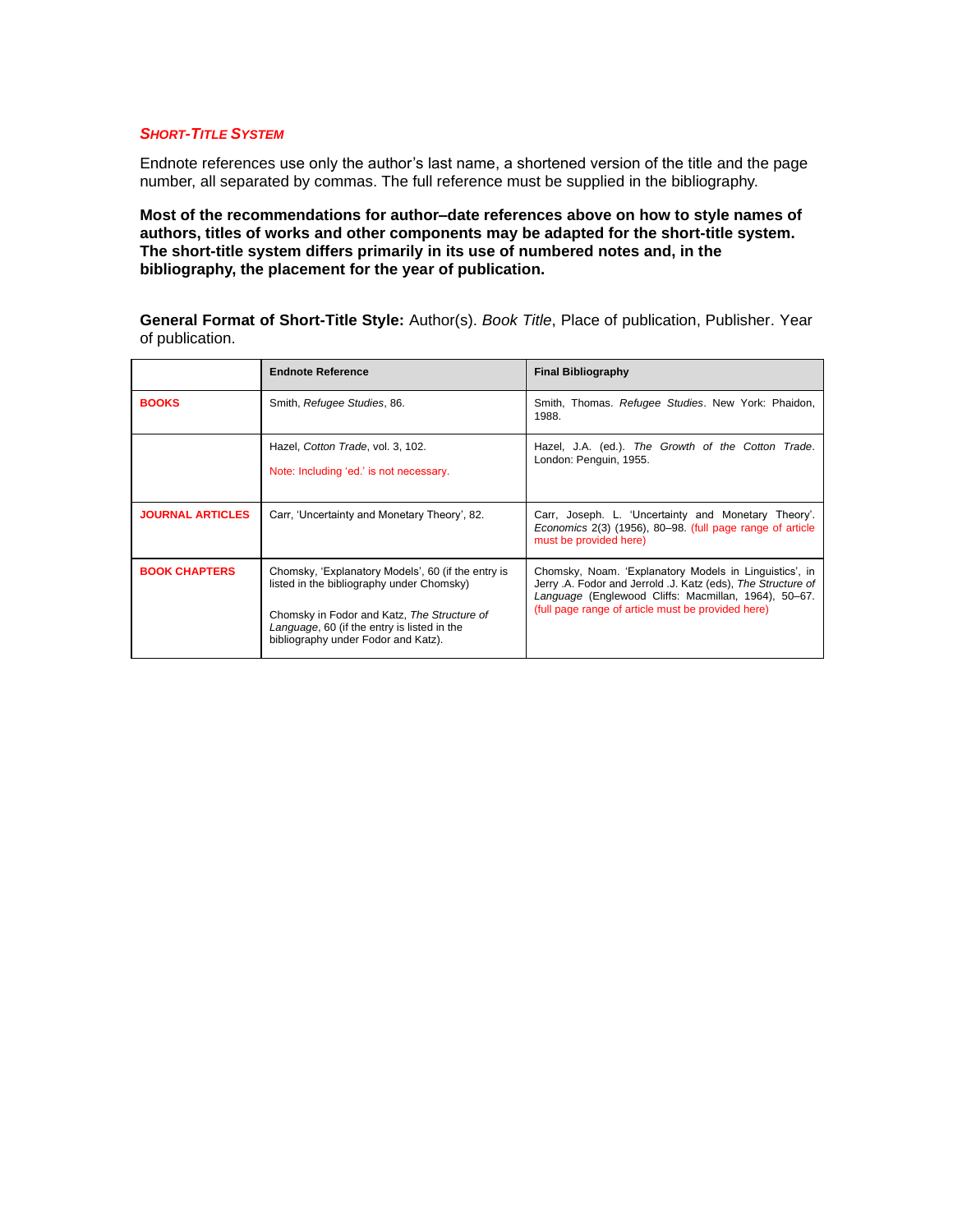### *Short-Title System*

Endnote references use only the author's last name, a shortened version of the title and the page number, all separated by commas. The full reference must be supplied in the bibliography.

**Most of the recommendations for author–date references above on how to style names of authors, titles of works and other components may be adapted for the short-title system. The short-title system differs primarily in its use of numbered notes and, in the bibliography, the placement for the year of publication.**

**General Format of Short-Title Style:** Author(s). *Book Title*, Place of publication, Publisher. Year of publication.

| | **Endnote Reference** | **Final Bibliography** |
|---|---|---|
| **BOOKS** | Smith, *Refugee Studies*, 86. | Smith, Thomas. *Refugee Studies*. New York: Phaidon, 1988. |
| | Hazel, *Cotton Trade*, vol. 3, 102.<br><br>Note: Including 'ed.' is not necessary. | Hazel, J.A. (ed.). *The Growth of the Cotton Trade*. London: Penguin, 1955. |
| **JOURNAL ARTICLES** | Carr, 'Uncertainty and Monetary Theory', 82. | Carr, Joseph. L. 'Uncertainty and Monetary Theory'. *Economics* 2(3) (1956), 80–98. (full page range of article must be provided here) |
| **BOOK CHAPTERS** | Chomsky, 'Explanatory Models', 60 (if the entry is listed in the bibliography under Chomsky)<br><br>Chomsky in Fodor and Katz, *The Structure of Language*, 60 (if the entry is listed in the bibliography under Fodor and Katz). | Chomsky, Noam. 'Explanatory Models in Linguistics', in Jerry .A. Fodor and Jerrold .J. Katz (eds), *The Structure of Language* (Englewood Cliffs: Macmillan, 1964), 50–67. (full page range of article must be provided here) |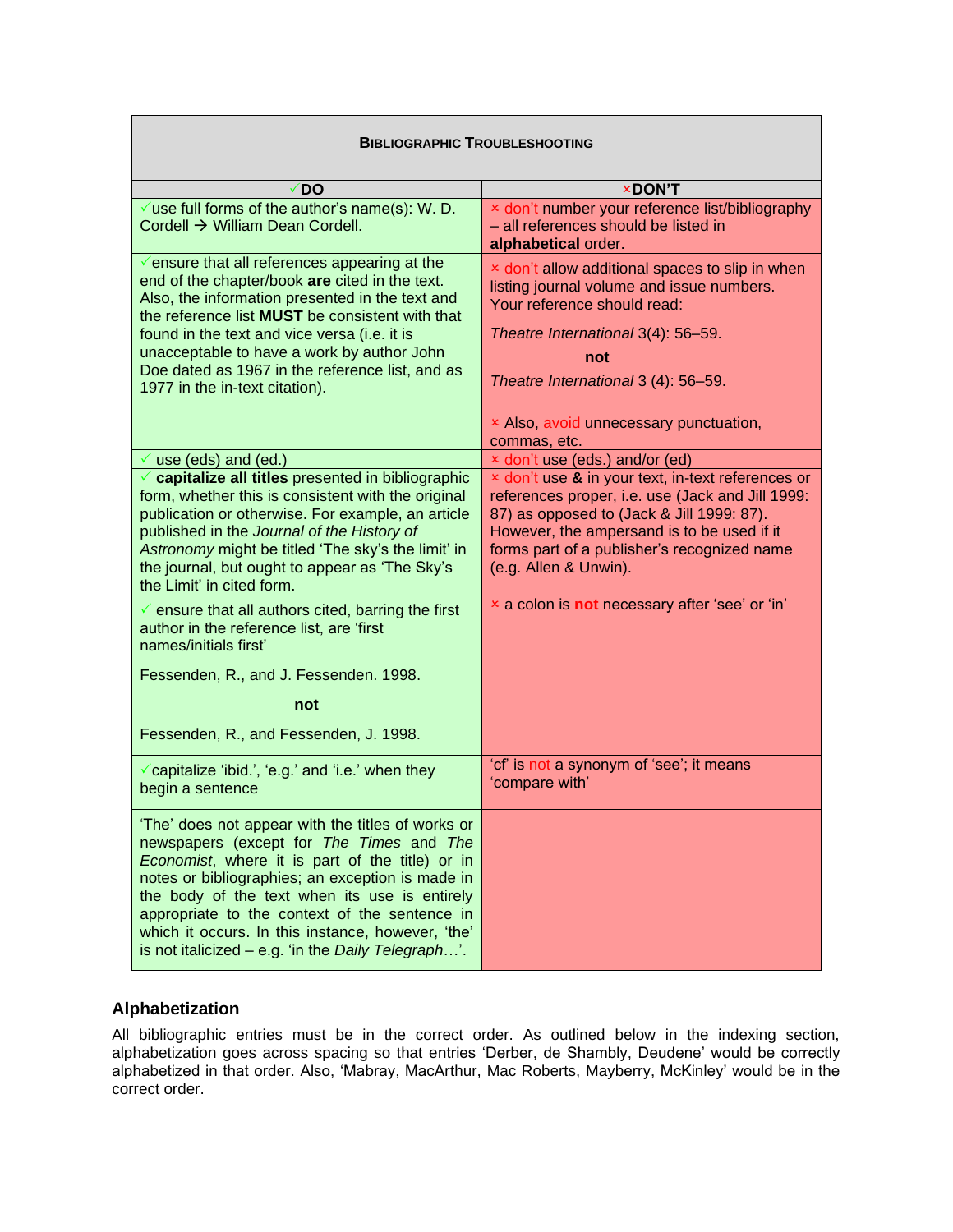| Bibliographic Troubleshooting | |
|---|---|
| ✓**DO** | ×**DON'T** |
| ✓use full forms of the author's name(s): W. D. Cordell → William Dean Cordell. | × don't number your reference list/bibliography – all references should be listed in **alphabetical** order. |
| ✓ensure that all references appearing at the end of the chapter/book **are** cited in the text. Also, the information presented in the text and the reference list **MUST** be consistent with that found in the text and vice versa (i.e. it is unacceptable to have a work by author John Doe dated as 1967 in the reference list, and as 1977 in the in-text citation). | × don't allow additional spaces to slip in when listing journal volume and issue numbers. Your reference should read: *Theatre International* 3(4): 56–59. **not** *Theatre International* 3 (4): 56–59. × Also, avoid unnecessary punctuation, commas, etc. |
| ✓ use (eds) and (ed.) | × don't use (eds.) and/or (ed) |
| ✓ **capitalize all titles** presented in bibliographic form, whether this is consistent with the original publication or otherwise. For example, an article published in the *Journal of the History of Astronomy* might be titled 'The sky's the limit' in the journal, but ought to appear as 'The Sky's the Limit' in cited form. | × don't use **&** in your text, in-text references or references proper, i.e. use (Jack and Jill 1999: 87) as opposed to (Jack & Jill 1999: 87). However, the ampersand is to be used if it forms part of a publisher's recognized name (e.g. Allen & Unwin). |
| ✓ ensure that all authors cited, barring the first author in the reference list, are 'first names/initials first' Fessenden, R., and J. Fessenden. 1998. **not** Fessenden, R., and Fessenden, J. 1998. | × a colon is **not** necessary after 'see' or 'in' |
| ✓capitalize 'ibid.', 'e.g.' and 'i.e.' when they begin a sentence | 'cf' is not a synonym of 'see'; it means 'compare with' |
| 'The' does not appear with the titles of works or newspapers (except for *The Times* and *The Economist*, where it is part of the title) or in notes or bibliographies; an exception is made in the body of the text when its use is entirely appropriate to the context of the sentence in which it occurs. In this instance, however, 'the' is not italicized – e.g. 'in the *Daily Telegraph*…'. | |

## Alphabetization

All bibliographic entries must be in the correct order. As outlined below in the indexing section, alphabetization goes across spacing so that entries 'Derber, de Shambly, Deudene' would be correctly alphabetized in that order. Also, 'Mabray, MacArthur, Mac Roberts, Mayberry, McKinley' would be in the correct order.